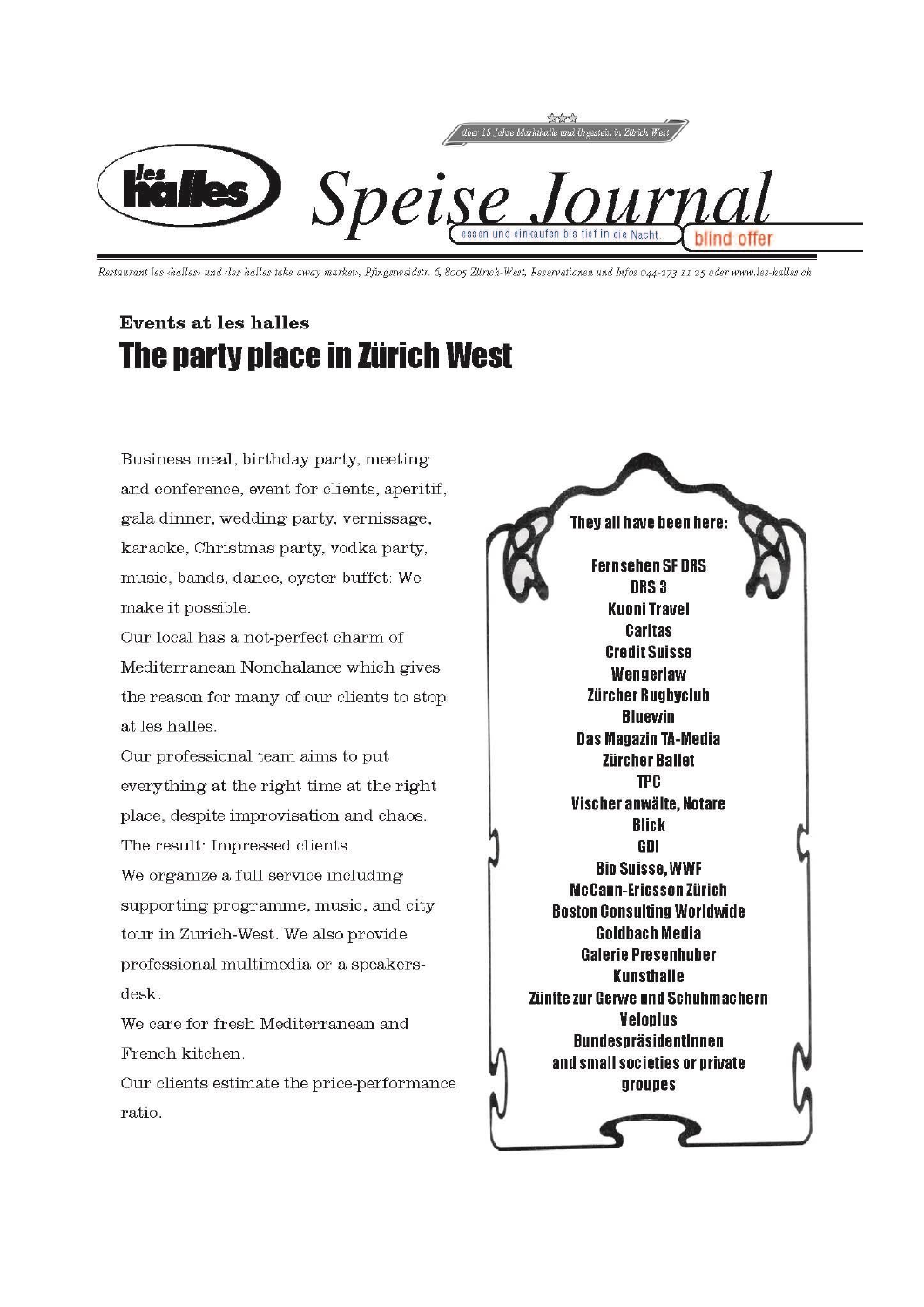über 15 Jahre Markthalle und Urgestein in Zürich West

# les halles Speise Journal

essen und einkaufen bis tief in die Nacht. blind offer

*Restaurant les «halles» und «les halles take away market», Pfingstweidstr. 6, 8005 Zürich-West, Reservationen und Infos 044-273 11 25 oder www.les-halles.ch*

### Events at les halles

## The party place in Zürich West

Business meal, birthday party, meeting and conference, event for clients, aperitif, gala dinner, wedding party, vernissage, karaoke, Christmas party, vodka party, music, bands, dance, oyster buffet: We make it possible.

Our local has a not-perfect charm of Mediterranean Nonchalance which gives the reason for many of our clients to stop at les halles.

Our professional team aims to put everything at the right time at the right place, despite improvisation and chaos. The result: Impressed clients.

We organize a full service including supporting programme, music, and city tour in Zurich-West. We also provide professional multimedia or a speakers-desk.

We care for fresh Mediterranean and French kitchen.

Our clients estimate the price-performance ratio.

**They all have been here:**

**Fernsehen SF DRS**
**DRS 3**
**Kuoni Travel**
**Caritas**
**Credit Suisse**
**Wengerlaw**
**Zürcher Rugbyclub**
**Bluewin**
**Das Magazin TA-Media**
**Zürcher Ballet**
**TPC**
**Vischer anwälte, Notare**
**Blick**
**GDI**
**Bio Suisse, WWF**
**McCann-Ericsson Zürich**
**Boston Consulting Worldwide**
**Goldbach Media**
**Galerie Presenhuber**
**Kunsthalle**
**Zünfte zur Gerwe und Schuhmachern**
**Veloplus**
**BundespräsidentInnen**
**and small societies or private groupes**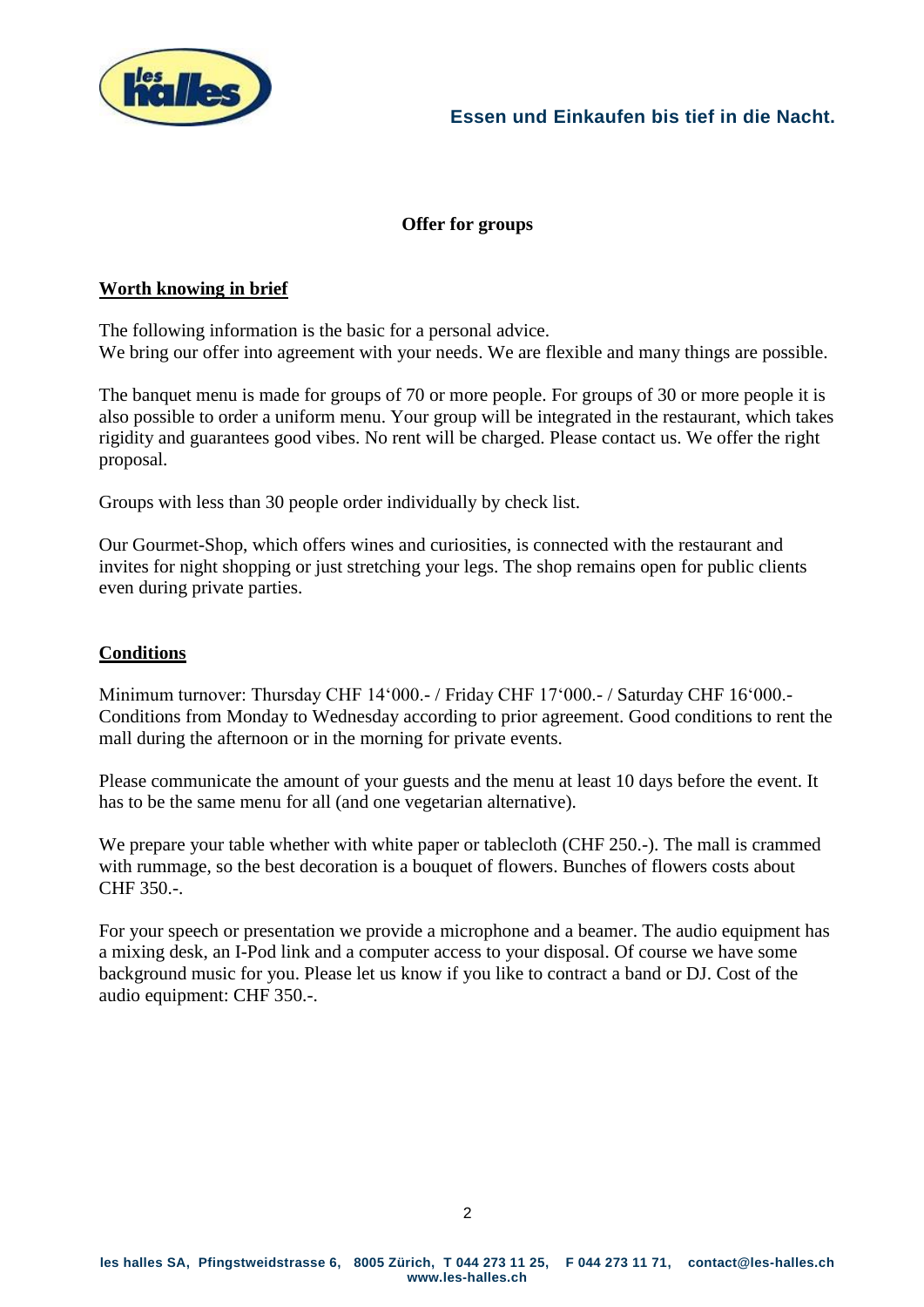# Offer for groups

## Worth knowing in brief

The following information is the basic for a personal advice.
We bring our offer into agreement with your needs. We are flexible and many things are possible.

The banquet menu is made for groups of 70 or more people. For groups of 30 or more people it is also possible to order a uniform menu. Your group will be integrated in the restaurant, which takes rigidity and guarantees good vibes. No rent will be charged. Please contact us. We offer the right proposal.

Groups with less than 30 people order individually by check list.

Our Gourmet-Shop, which offers wines and curiosities, is connected with the restaurant and invites for night shopping or just stretching your legs. The shop remains open for public clients even during private parties.

## Conditions

Minimum turnover: Thursday CHF 14'000.- / Friday CHF 17'000.- / Saturday CHF 16'000.-
Conditions from Monday to Wednesday according to prior agreement. Good conditions to rent the mall during the afternoon or in the morning for private events.

Please communicate the amount of your guests and the menu at least 10 days before the event. It has to be the same menu for all (and one vegetarian alternative).

We prepare your table whether with white paper or tablecloth (CHF 250.-). The mall is crammed with rummage, so the best decoration is a bouquet of flowers. Bunches of flowers costs about CHF 350.-.

For your speech or presentation we provide a microphone and a beamer. The audio equipment has a mixing desk, an I-Pod link and a computer access to your disposal. Of course we have some background music for you. Please let us know if you like to contract a band or DJ. Cost of the audio equipment: CHF 350.-.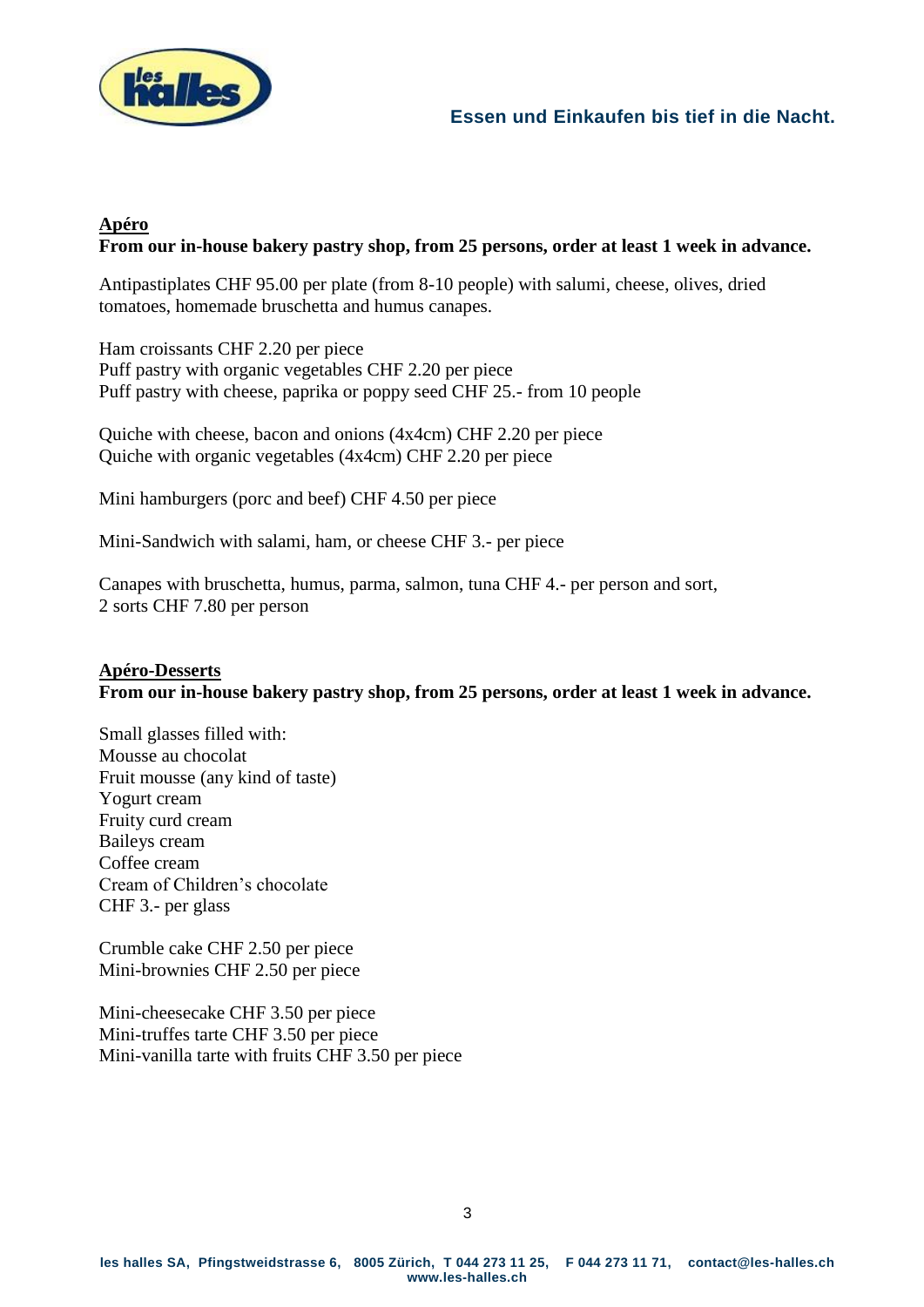## Apéro

**From our in-house bakery pastry shop, from 25 persons, order at least 1 week in advance.**

Antipastiplates CHF 95.00 per plate (from 8-10 people) with salumi, cheese, olives, dried tomatoes, homemade bruschetta and humus canapes.

Ham croissants CHF 2.20 per piece
Puff pastry with organic vegetables CHF 2.20 per piece
Puff pastry with cheese, paprika or poppy seed CHF 25.- from 10 people

Quiche with cheese, bacon and onions (4x4cm) CHF 2.20 per piece
Quiche with organic vegetables (4x4cm) CHF 2.20 per piece

Mini hamburgers (porc and beef) CHF 4.50 per piece

Mini-Sandwich with salami, ham, or cheese CHF 3.- per piece

Canapes with bruschetta, humus, parma, salmon, tuna CHF 4.- per person and sort,
2 sorts CHF 7.80 per person

## Apéro-Desserts

**From our in-house bakery pastry shop, from 25 persons, order at least 1 week in advance.**

Small glasses filled with:
Mousse au chocolat
Fruit mousse (any kind of taste)
Yogurt cream
Fruity curd cream
Baileys cream
Coffee cream
Cream of Children's chocolate
CHF 3.- per glass

Crumble cake CHF 2.50 per piece
Mini-brownies CHF 2.50 per piece

Mini-cheesecake CHF 3.50 per piece
Mini-truffes tarte CHF 3.50 per piece
Mini-vanilla tarte with fruits CHF 3.50 per piece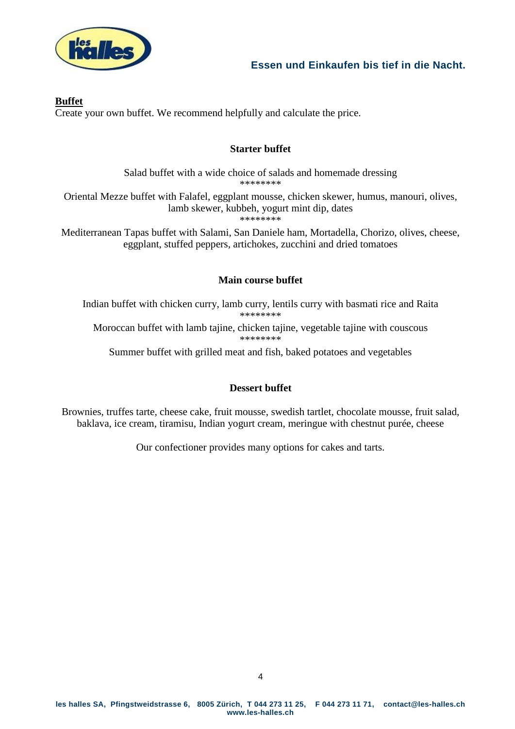**Buffet**

Create your own buffet. We recommend helpfully and calculate the price.

### Starter buffet

Salad buffet with a wide choice of salads and homemade dressing

********

Oriental Mezze buffet with Falafel, eggplant mousse, chicken skewer, humus, manouri, olives, lamb skewer, kubbeh, yogurt mint dip, dates

********

Mediterranean Tapas buffet with Salami, San Daniele ham, Mortadella, Chorizo, olives, cheese, eggplant, stuffed peppers, artichokes, zucchini and dried tomatoes

### Main course buffet

Indian buffet with chicken curry, lamb curry, lentils curry with basmati rice and Raita

********

Moroccan buffet with lamb tajine, chicken tajine, vegetable tajine with couscous

********

Summer buffet with grilled meat and fish, baked potatoes and vegetables

### Dessert buffet

Brownies, truffes tarte, cheese cake, fruit mousse, swedish tartlet, chocolate mousse, fruit salad, baklava, ice cream, tiramisu, Indian yogurt cream, meringue with chestnut purée, cheese

Our confectioner provides many options for cakes and tarts.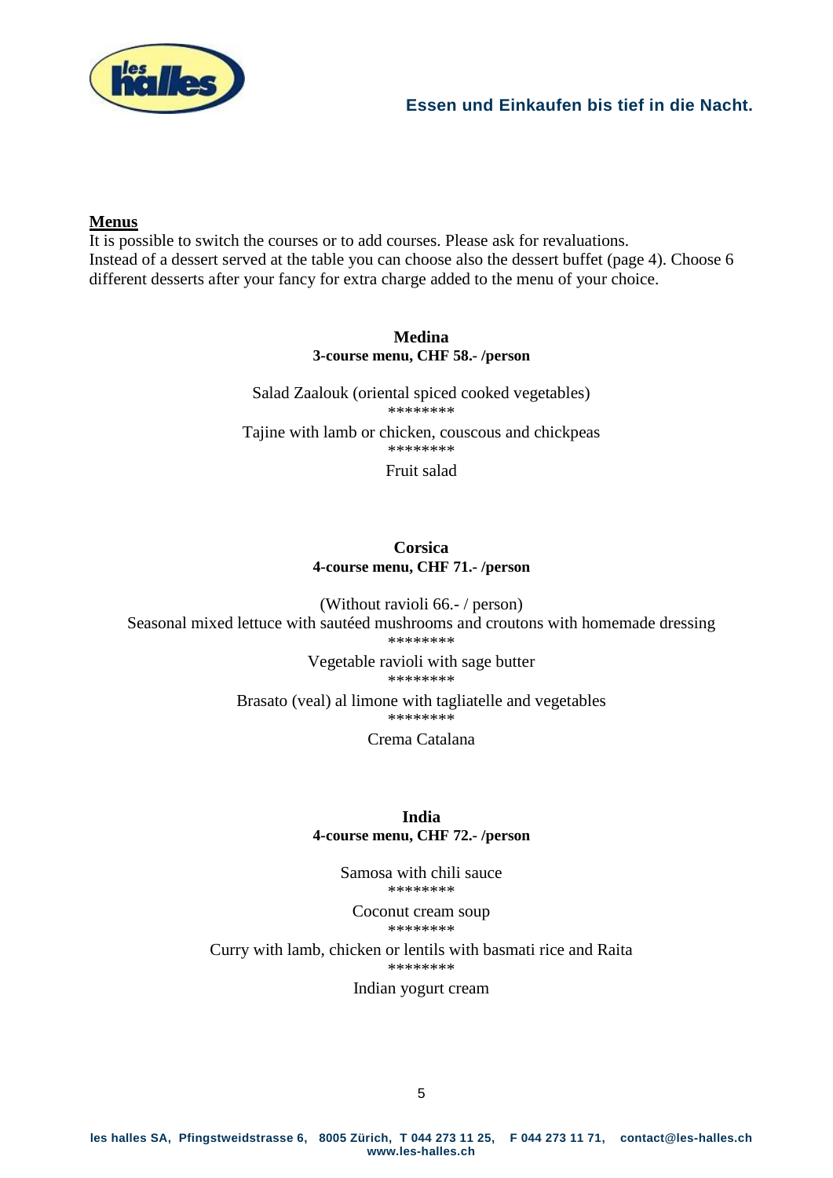## Menus

It is possible to switch the courses or to add courses. Please ask for revaluations.
Instead of a dessert served at the table you can choose also the dessert buffet (page 4). Choose 6 different desserts after your fancy for extra charge added to the menu of your choice.

### Medina

**3-course menu, CHF 58.- /person**

Salad Zaalouk (oriental spiced cooked vegetables)

********

Tajine with lamb or chicken, couscous and chickpeas

********

Fruit salad

### Corsica

**4-course menu, CHF 71.- /person**

(Without ravioli 66.- / person)

Seasonal mixed lettuce with sautéed mushrooms and croutons with homemade dressing

********

Vegetable ravioli with sage butter

********

Brasato (veal) al limone with tagliatelle and vegetables

********

Crema Catalana

### India

**4-course menu, CHF 72.- /person**

Samosa with chili sauce

********

Coconut cream soup

********

Curry with lamb, chicken or lentils with basmati rice and Raita

********

Indian yogurt cream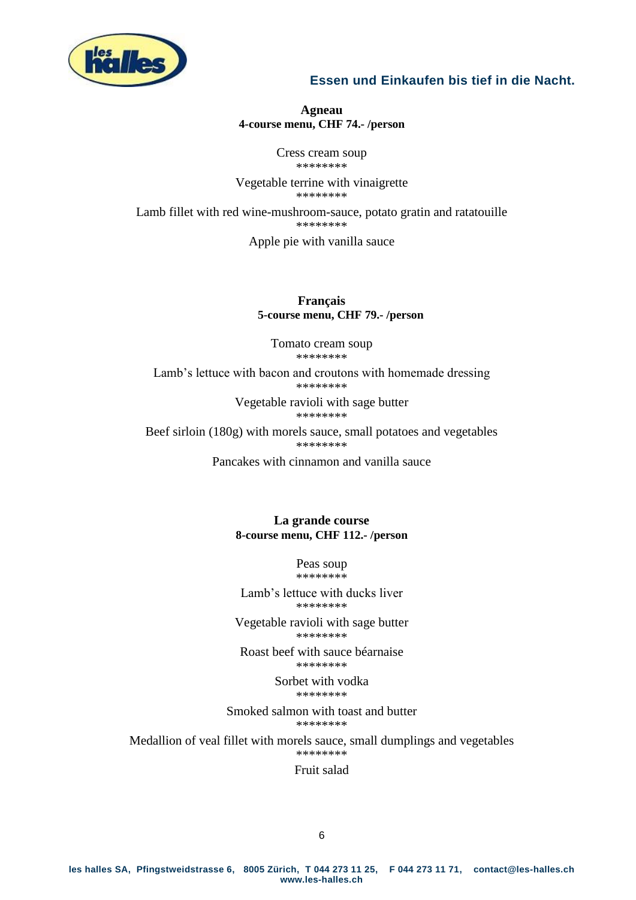## Agneau

**4-course menu, CHF 74.- /person**

Cress cream soup

********

Vegetable terrine with vinaigrette

********

Lamb fillet with red wine-mushroom-sauce, potato gratin and ratatouille

********

Apple pie with vanilla sauce

## Français

**5-course menu, CHF 79.- /person**

Tomato cream soup

********

Lamb's lettuce with bacon and croutons with homemade dressing

********

Vegetable ravioli with sage butter

********

Beef sirloin (180g) with morels sauce, small potatoes and vegetables

********

Pancakes with cinnamon and vanilla sauce

## La grande course

**8-course menu, CHF 112.- /person**

Peas soup

********

Lamb's lettuce with ducks liver

********

Vegetable ravioli with sage butter

********

Roast beef with sauce béarnaise

********

Sorbet with vodka

********

Smoked salmon with toast and butter

********

Medallion of veal fillet with morels sauce, small dumplings and vegetables

********

Fruit salad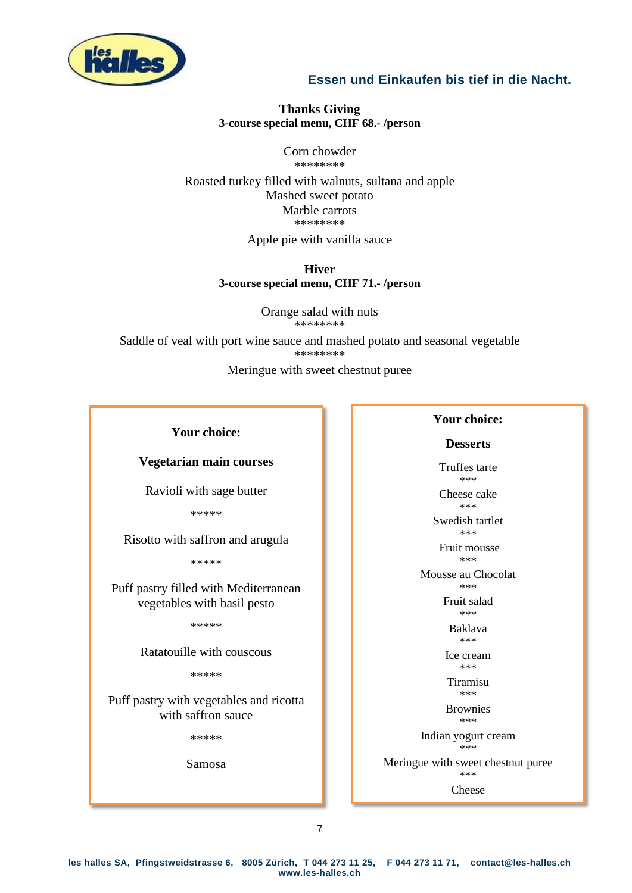**Thanks Giving**
**3-course special menu, CHF 68.- /person**

Corn chowder
********
Roasted turkey filled with walnuts, sultana and apple
Mashed sweet potato
Marble carrots
********
Apple pie with vanilla sauce

**Hiver**
**3-course special menu, CHF 71.- /person**

Orange salad with nuts
********
Saddle of veal with port wine sauce and mashed potato and seasonal vegetable
********
Meringue with sweet chestnut puree

**Your choice:**

**Vegetarian main courses**

Ravioli with sage butter

*****

Risotto with saffron and arugula

*****

Puff pastry filled with Mediterranean vegetables with basil pesto

*****

Ratatouille with couscous

*****

Puff pastry with vegetables and ricotta with saffron sauce

*****

Samosa

**Your choice:**

**Desserts**

Truffes tarte
***
Cheese cake
***
Swedish tartlet
***
Fruit mousse
***
Mousse au Chocolat
***
Fruit salad
***
Baklava
***
Ice cream
***
Tiramisu
***
Brownies
***
Indian yogurt cream
***
Meringue with sweet chestnut puree
***
Cheese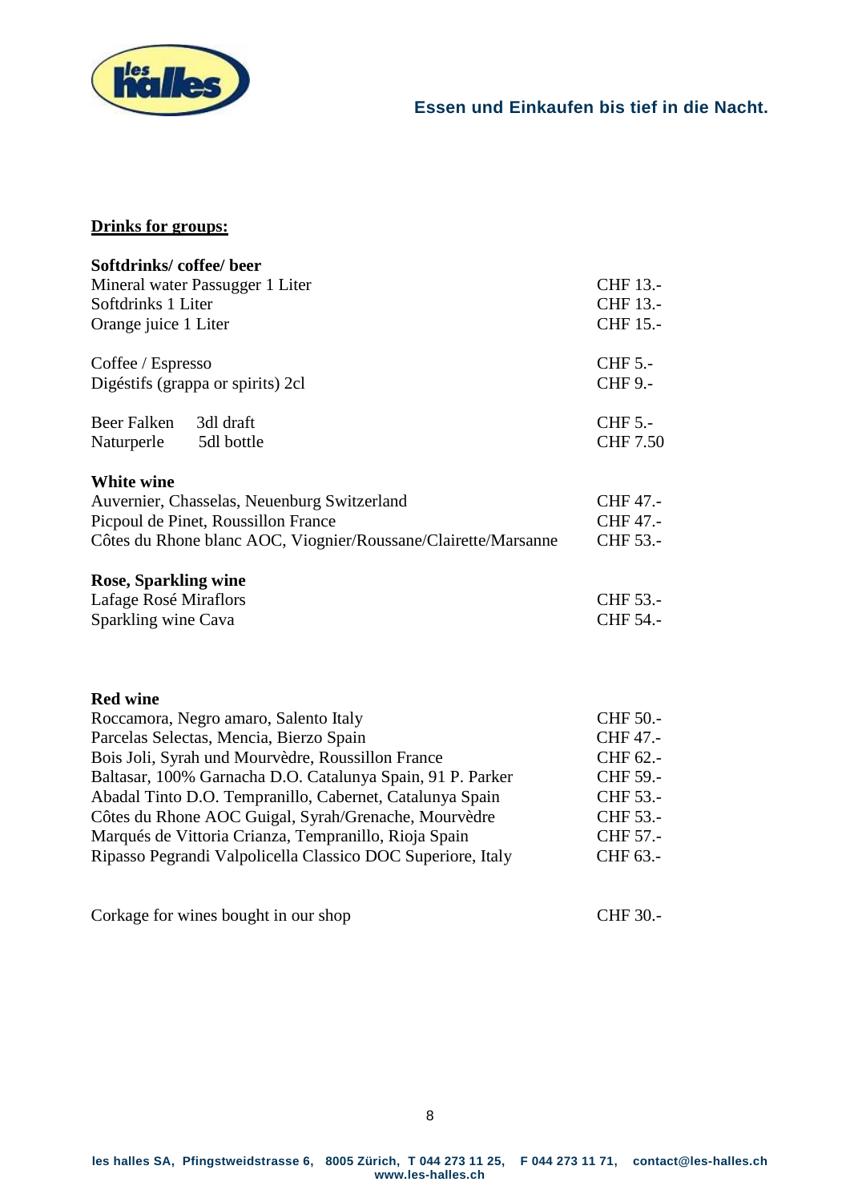## Drinks for groups:

**Softdrinks/ coffee/ beer**

| | |
|---|---|
| Mineral water Passugger 1 Liter | CHF 13.- |
| Softdrinks 1 Liter | CHF 13.- |
| Orange juice 1 Liter | CHF 15.- |
| | |
| Coffee / Espresso | CHF 5.- |
| Digéstifs (grappa or spirits) 2cl | CHF 9.- |
| | |
| Beer Falken 3dl draft | CHF 5.- |
| Naturperle 5dl bottle | CHF 7.50 |

**White wine**

| | |
|---|---|
| Auvernier, Chasselas, Neuenburg Switzerland | CHF 47.- |
| Picpoul de Pinet, Roussillon France | CHF 47.- |
| Côtes du Rhone blanc AOC, Viognier/Roussane/Clairette/Marsanne | CHF 53.- |

**Rose, Sparkling wine**

| | |
|---|---|
| Lafage Rosé Miraflors | CHF 53.- |
| Sparkling wine Cava | CHF 54.- |

**Red wine**

| | |
|---|---|
| Roccamora, Negro amaro, Salento Italy | CHF 50.- |
| Parcelas Selectas, Mencia, Bierzo Spain | CHF 47.- |
| Bois Joli, Syrah und Mourvèdre, Roussillon France | CHF 62.- |
| Baltasar, 100% Garnacha D.O. Catalunya Spain, 91 P. Parker | CHF 59.- |
| Abadal Tinto D.O. Tempranillo, Cabernet, Catalunya Spain | CHF 53.- |
| Côtes du Rhone AOC Guigal, Syrah/Grenache, Mourvèdre | CHF 53.- |
| Marqués de Vittoria Crianza, Tempranillo, Rioja Spain | CHF 57.- |
| Ripasso Pegrandi Valpolicella Classico DOC Superiore, Italy | CHF 63.- |

| | |
|---|---|
| Corkage for wines bought in our shop | CHF 30.- |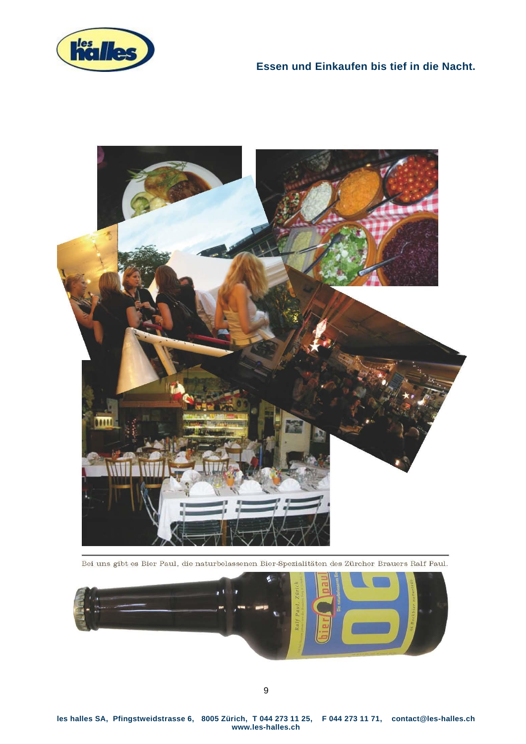Essen und Einkaufen bis tief in die Nacht.

Bei uns gibt es Bier Paul, die naturbelassenen Bier-Spezialitäten des Zürcher Brauers Ralf Paul.

les halles SA, Pfingstweidstrasse 6, 8005 Zürich, T 044 273 11 25, F 044 273 11 71, contact@les-halles.ch
www.les-halles.ch